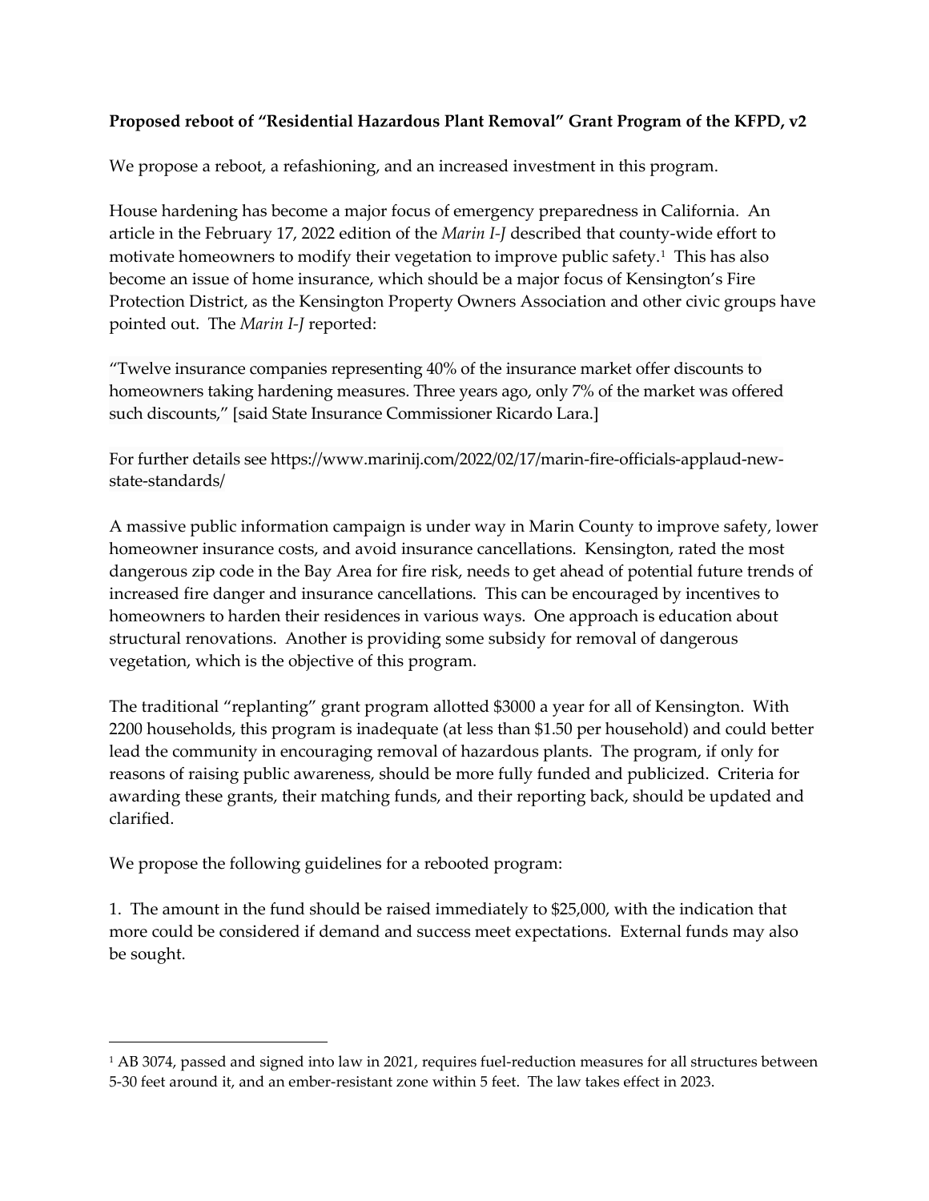**Proposed reboot of "Residential Hazardous Plant Removal" Grant Program of the KFPD, v2**

We propose a reboot, a refashioning, and an increased investment in this program.

House hardening has become a major focus of emergency preparedness in California. An article in the February 17, 2022 edition of the *Marin I-J* described that county-wide effort to motivate homeowners to modify their vegetation to improve public safety.[1] This has also become an issue of home insurance, which should be a major focus of Kensington's Fire Protection District, as the Kensington Property Owners Association and other civic groups have pointed out. The *Marin I-J* reported:

"Twelve insurance companies representing 40% of the insurance market offer discounts to homeowners taking hardening measures. Three years ago, only 7% of the market was offered such discounts," [said State Insurance Commissioner Ricardo Lara.]

For further details see https://www.marinij.com/2022/02/17/marin-fire-officials-applaud-new-state-standards/

A massive public information campaign is under way in Marin County to improve safety, lower homeowner insurance costs, and avoid insurance cancellations. Kensington, rated the most dangerous zip code in the Bay Area for fire risk, needs to get ahead of potential future trends of increased fire danger and insurance cancellations. This can be encouraged by incentives to homeowners to harden their residences in various ways. One approach is education about structural renovations. Another is providing some subsidy for removal of dangerous vegetation, which is the objective of this program.

The traditional "replanting" grant program allotted $3000 a year for all of Kensington. With 2200 households, this program is inadequate (at less than $1.50 per household) and could better lead the community in encouraging removal of hazardous plants. The program, if only for reasons of raising public awareness, should be more fully funded and publicized. Criteria for awarding these grants, their matching funds, and their reporting back, should be updated and clarified.

We propose the following guidelines for a rebooted program:

1. The amount in the fund should be raised immediately to $25,000, with the indication that more could be considered if demand and success meet expectations. External funds may also be sought.

---

[1] AB 3074, passed and signed into law in 2021, requires fuel-reduction measures for all structures between 5-30 feet around it, and an ember-resistant zone within 5 feet. The law takes effect in 2023.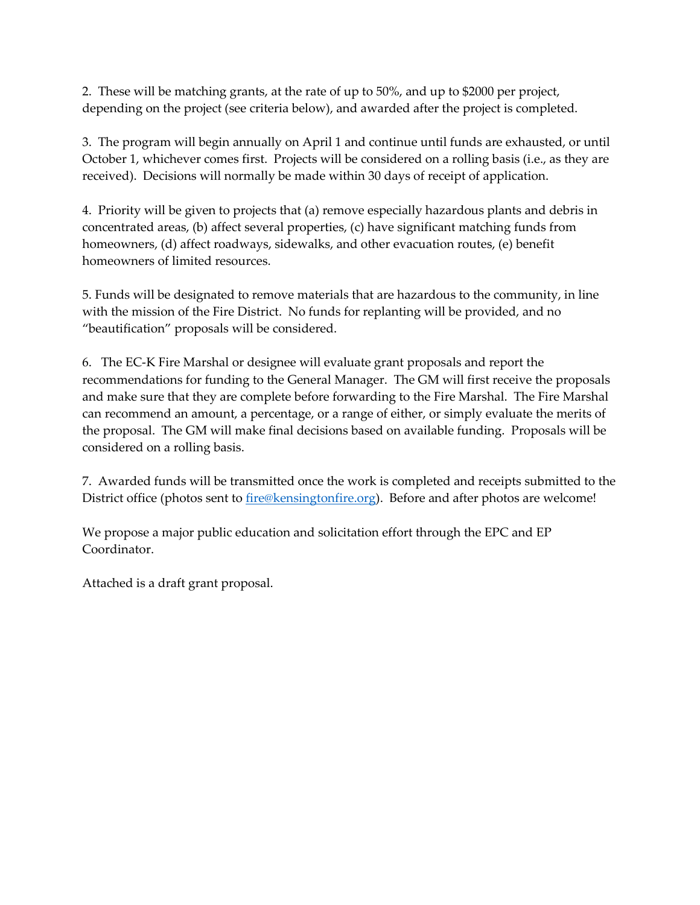2. These will be matching grants, at the rate of up to 50%, and up to $2000 per project, depending on the project (see criteria below), and awarded after the project is completed.

3. The program will begin annually on April 1 and continue until funds are exhausted, or until October 1, whichever comes first. Projects will be considered on a rolling basis (i.e., as they are received). Decisions will normally be made within 30 days of receipt of application.

4. Priority will be given to projects that (a) remove especially hazardous plants and debris in concentrated areas, (b) affect several properties, (c) have significant matching funds from homeowners, (d) affect roadways, sidewalks, and other evacuation routes, (e) benefit homeowners of limited resources.

5. Funds will be designated to remove materials that are hazardous to the community, in line with the mission of the Fire District. No funds for replanting will be provided, and no "beautification" proposals will be considered.

6. The EC-K Fire Marshal or designee will evaluate grant proposals and report the recommendations for funding to the General Manager. The GM will first receive the proposals and make sure that they are complete before forwarding to the Fire Marshal. The Fire Marshal can recommend an amount, a percentage, or a range of either, or simply evaluate the merits of the proposal. The GM will make final decisions based on available funding. Proposals will be considered on a rolling basis.

7. Awarded funds will be transmitted once the work is completed and receipts submitted to the District office (photos sent to fire@kensingtonfire.org). Before and after photos are welcome!

We propose a major public education and solicitation effort through the EPC and EP Coordinator.

Attached is a draft grant proposal.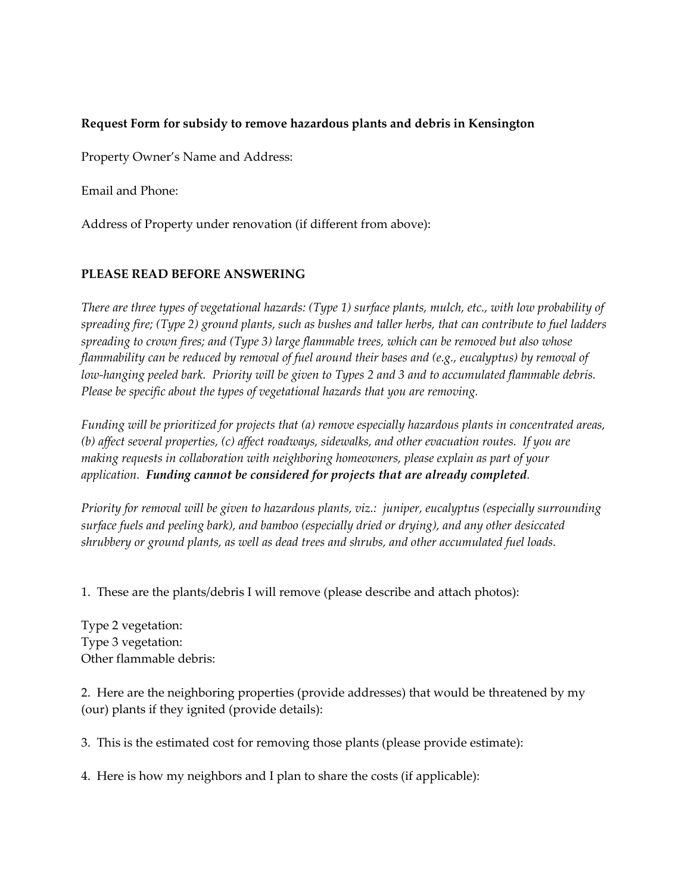**Request Form for subsidy to remove hazardous plants and debris in Kensington**

Property Owner's Name and Address:

Email and Phone:

Address of Property under renovation (if different from above):

**PLEASE READ BEFORE ANSWERING**

*There are three types of vegetational hazards: (Type 1) surface plants, mulch, etc., with low probability of spreading fire; (Type 2) ground plants, such as bushes and taller herbs, that can contribute to fuel ladders spreading to crown fires; and (Type 3) large flammable trees, which can be removed but also whose flammability can be reduced by removal of fuel around their bases and (e.g., eucalyptus) by removal of low-hanging peeled bark. Priority will be given to Types 2 and 3 and to accumulated flammable debris. Please be specific about the types of vegetational hazards that you are removing.*

*Funding will be prioritized for projects that (a) remove especially hazardous plants in concentrated areas, (b) affect several properties, (c) affect roadways, sidewalks, and other evacuation routes. If you are making requests in collaboration with neighboring homeowners, please explain as part of your application.* ***Funding cannot be considered for projects that are already completed****.*

*Priority for removal will be given to hazardous plants, viz.: juniper, eucalyptus (especially surrounding surface fuels and peeling bark), and bamboo (especially dried or drying), and any other desiccated shrubbery or ground plants, as well as dead trees and shrubs, and other accumulated fuel loads.*

1. These are the plants/debris I will remove (please describe and attach photos):

Type 2 vegetation:
Type 3 vegetation:
Other flammable debris:

2. Here are the neighboring properties (provide addresses) that would be threatened by my (our) plants if they ignited (provide details):

3. This is the estimated cost for removing those plants (please provide estimate):

4. Here is how my neighbors and I plan to share the costs (if applicable):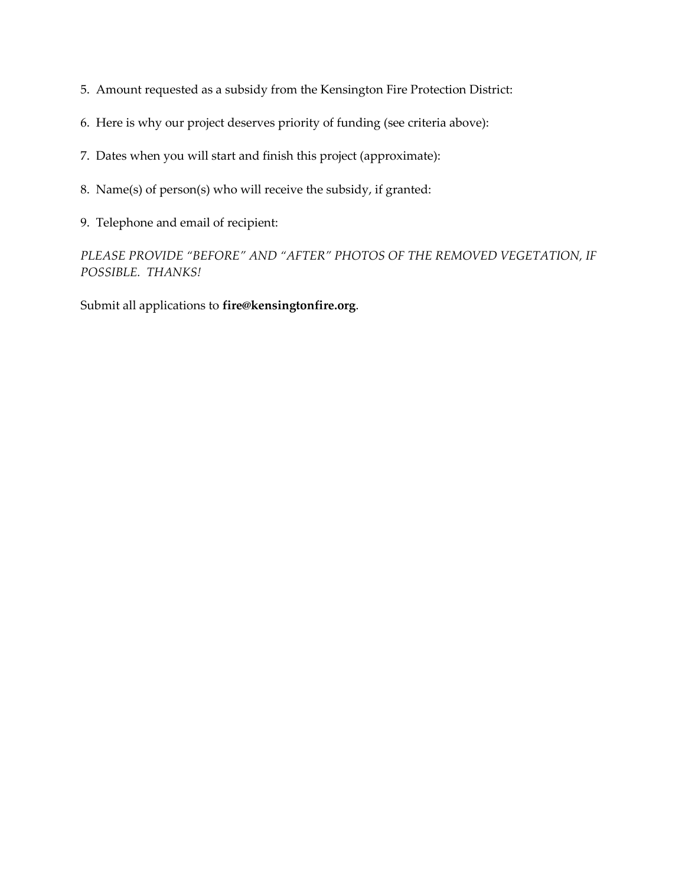5. Amount requested as a subsidy from the Kensington Fire Protection District:

6. Here is why our project deserves priority of funding (see criteria above):

7. Dates when you will start and finish this project (approximate):

8. Name(s) of person(s) who will receive the subsidy, if granted:

9. Telephone and email of recipient:

*PLEASE PROVIDE "BEFORE" AND "AFTER" PHOTOS OF THE REMOVED VEGETATION, IF POSSIBLE. THANKS!*

Submit all applications to **fire@kensingtonfire.org**.